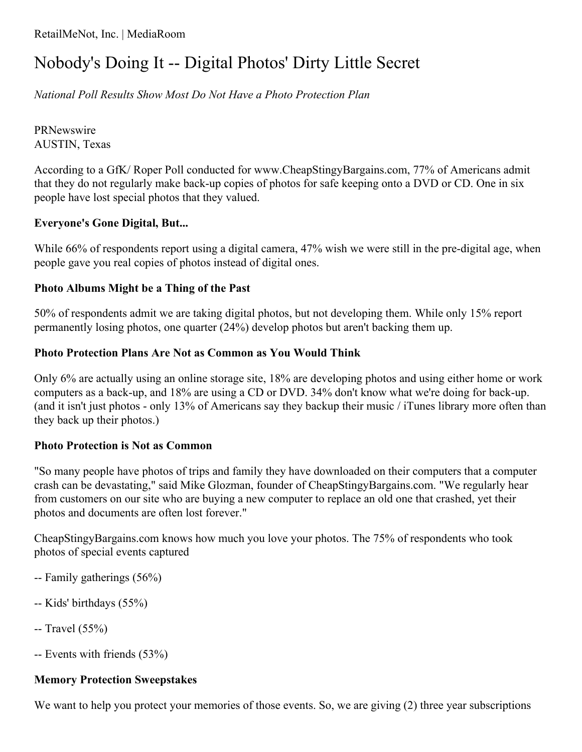RetailMeNot, Inc. | MediaRoom

# Nobody's Doing It -- Digital Photos' Dirty Little Secret

*National Poll Results Show Most Do Not Have a Photo Protection Plan*

PRNewswire
AUSTIN, Texas

According to a GfK/ Roper Poll conducted for www.CheapStingyBargains.com, 77% of Americans admit that they do not regularly make back-up copies of photos for safe keeping onto a DVD or CD. One in six people have lost special photos that they valued.

**Everyone's Gone Digital, But...**

While 66% of respondents report using a digital camera, 47% wish we were still in the pre-digital age, when people gave you real copies of photos instead of digital ones.

**Photo Albums Might be a Thing of the Past**

50% of respondents admit we are taking digital photos, but not developing them. While only 15% report permanently losing photos, one quarter (24%) develop photos but aren't backing them up.

**Photo Protection Plans Are Not as Common as You Would Think**

Only 6% are actually using an online storage site, 18% are developing photos and using either home or work computers as a back-up, and 18% are using a CD or DVD. 34% don't know what we're doing for back-up. (and it isn't just photos - only 13% of Americans say they backup their music / iTunes library more often than they back up their photos.)

**Photo Protection is Not as Common**

"So many people have photos of trips and family they have downloaded on their computers that a computer crash can be devastating," said Mike Glozman, founder of CheapStingyBargains.com. "We regularly hear from customers on our site who are buying a new computer to replace an old one that crashed, yet their photos and documents are often lost forever."

CheapStingyBargains.com knows how much you love your photos. The 75% of respondents who took photos of special events captured

-- Family gatherings (56%)

-- Kids' birthdays (55%)

-- Travel (55%)

-- Events with friends (53%)

**Memory Protection Sweepstakes**

We want to help you protect your memories of those events. So, we are giving (2) three year subscriptions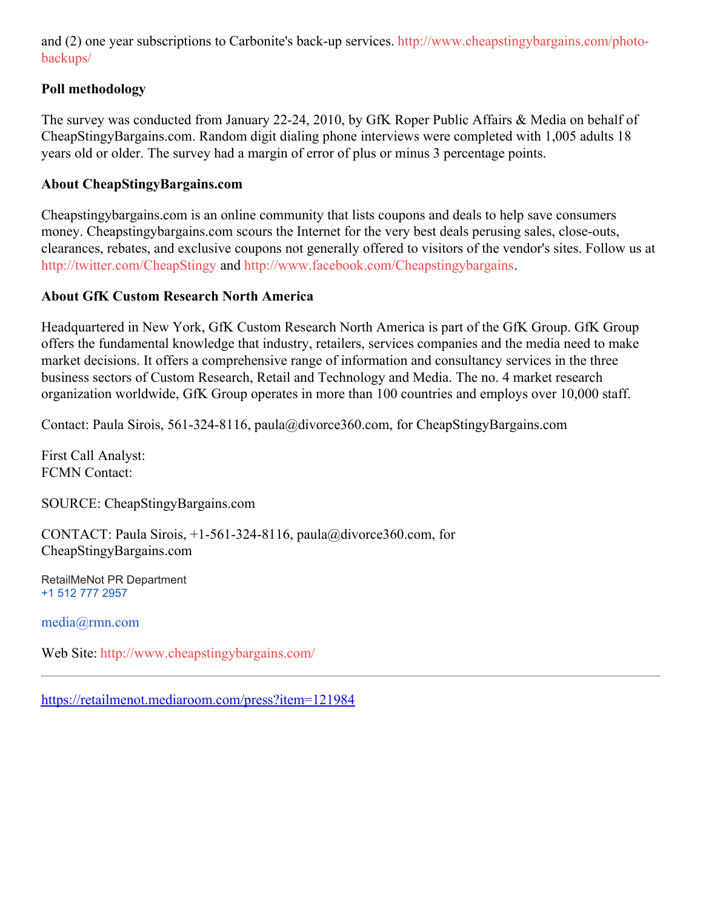and (2) one year subscriptions to Carbonite's back-up services. http://www.cheapstingybargains.com/photo-backups/

**Poll methodology**

The survey was conducted from January 22-24, 2010, by GfK Roper Public Affairs & Media on behalf of CheapStingyBargains.com. Random digit dialing phone interviews were completed with 1,005 adults 18 years old or older. The survey had a margin of error of plus or minus 3 percentage points.

**About CheapStingyBargains.com**

Cheapstingybargains.com is an online community that lists coupons and deals to help save consumers money. Cheapstingybargains.com scours the Internet for the very best deals perusing sales, close-outs, clearances, rebates, and exclusive coupons not generally offered to visitors of the vendor's sites. Follow us at http://twitter.com/CheapStingy and http://www.facebook.com/Cheapstingybargains.

**About GfK Custom Research North America**

Headquartered in New York, GfK Custom Research North America is part of the GfK Group. GfK Group offers the fundamental knowledge that industry, retailers, services companies and the media need to make market decisions. It offers a comprehensive range of information and consultancy services in the three business sectors of Custom Research, Retail and Technology and Media. The no. 4 market research organization worldwide, GfK Group operates in more than 100 countries and employs over 10,000 staff.

Contact: Paula Sirois, 561-324-8116, paula@divorce360.com, for CheapStingyBargains.com

First Call Analyst:
FCMN Contact:

SOURCE: CheapStingyBargains.com

CONTACT: Paula Sirois, +1-561-324-8116, paula@divorce360.com, for CheapStingyBargains.com

RetailMeNot PR Department
+1 512 777 2957

media@rmn.com

Web Site: http://www.cheapstingybargains.com/

---

https://retailmenot.mediaroom.com/press?item=121984